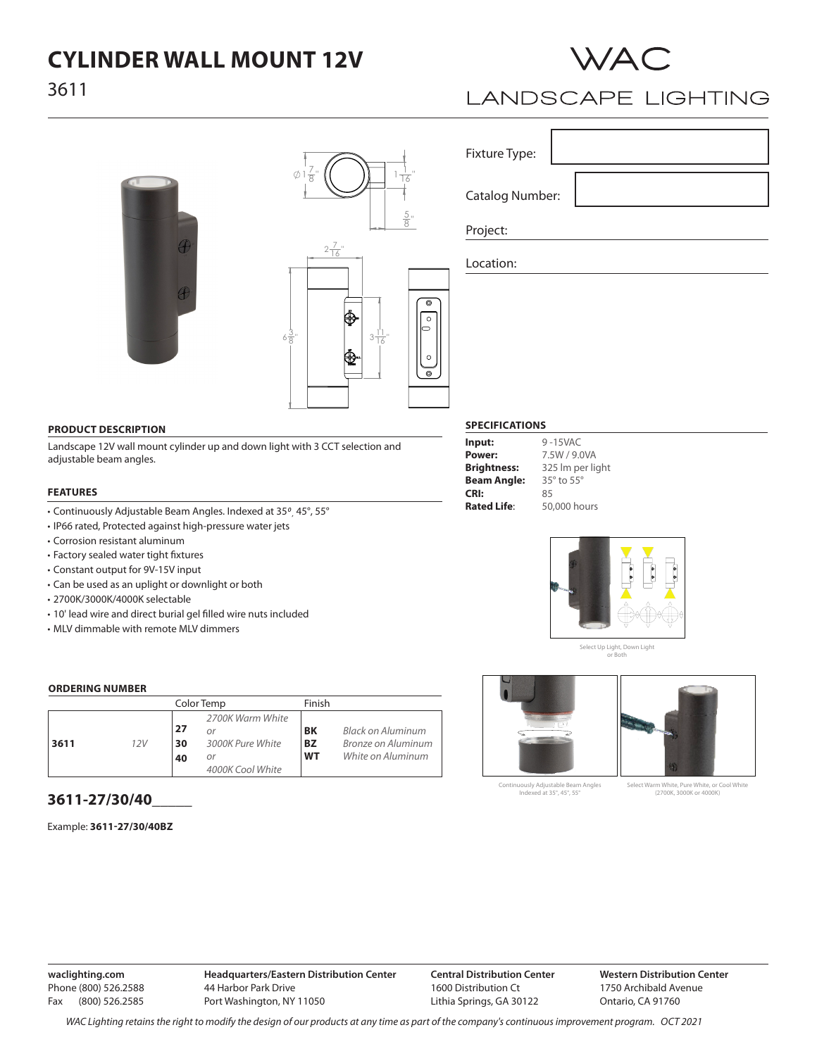# CYLINDER WALL MOUNT 12V

3611

WAC LANDSCAPE LIGHTING

Fixture Type:

Catalog Number:

Project:

Location:

## PRODUCT DESCRIPTION

Landscape 12V wall mount cylinder up and down light with 3 CCT selection and adjustable beam angles.

## FEATURES

- Continuously Adjustable Beam Angles. Indexed at 35º, 45°, 55°
- IP66 rated, Protected against high-pressure water jets
- Corrosion resistant aluminum
- Factory sealed water tight fixtures
- Constant output for 9V-15V input
- Can be used as an uplight or downlight or both
- 2700K/3000K/4000K selectable
- 10' lead wire and direct burial gel filled wire nuts included
- MLV dimmable with remote MLV dimmers

## SPECIFICATIONS

| | |
|---|---|
| **Input:** | 9 -15VAC |
| **Power:** | 7.5W / 9.0VA |
| **Brightness:** | 325 lm per light |
| **Beam Angle:** | 35° to 55° |
| **CRI:** | 85 |
| **Rated Life:** | 50,000 hours |

Select Up Light, Down Light or Both

Continuously Adjustable Beam Angles Indexed at 35°, 45°, 55°

Select Warm White, Pure White, or Cool White (2700K, 3000K or 4000K)

## ORDERING NUMBER

| | | Color Temp | | Finish | |
|---|---|---|---|---|---|
| **3611** | *12V* | **27** **30** **40** | *2700K Warm White or 3000K Pure White or 4000K Cool White* | **BK** **BZ** **WT** | *Black on Aluminum* *Bronze on Aluminum* *White on Aluminum* |

**3611-27/30/40_____**

Example: **3611-27/30/40BZ**

**waclighting.com**
Phone (800) 526.2588
Fax (800) 526.2585

**Headquarters/Eastern Distribution Center**
44 Harbor Park Drive
Port Washington, NY 11050

**Central Distribution Center**
1600 Distribution Ct
Lithia Springs, GA 30122

**Western Distribution Center**
1750 Archibald Avenue
Ontario, CA 91760

*WAC Lighting retains the right to modify the design of our products at any time as part of the company's continuous improvement program. OCT 2021*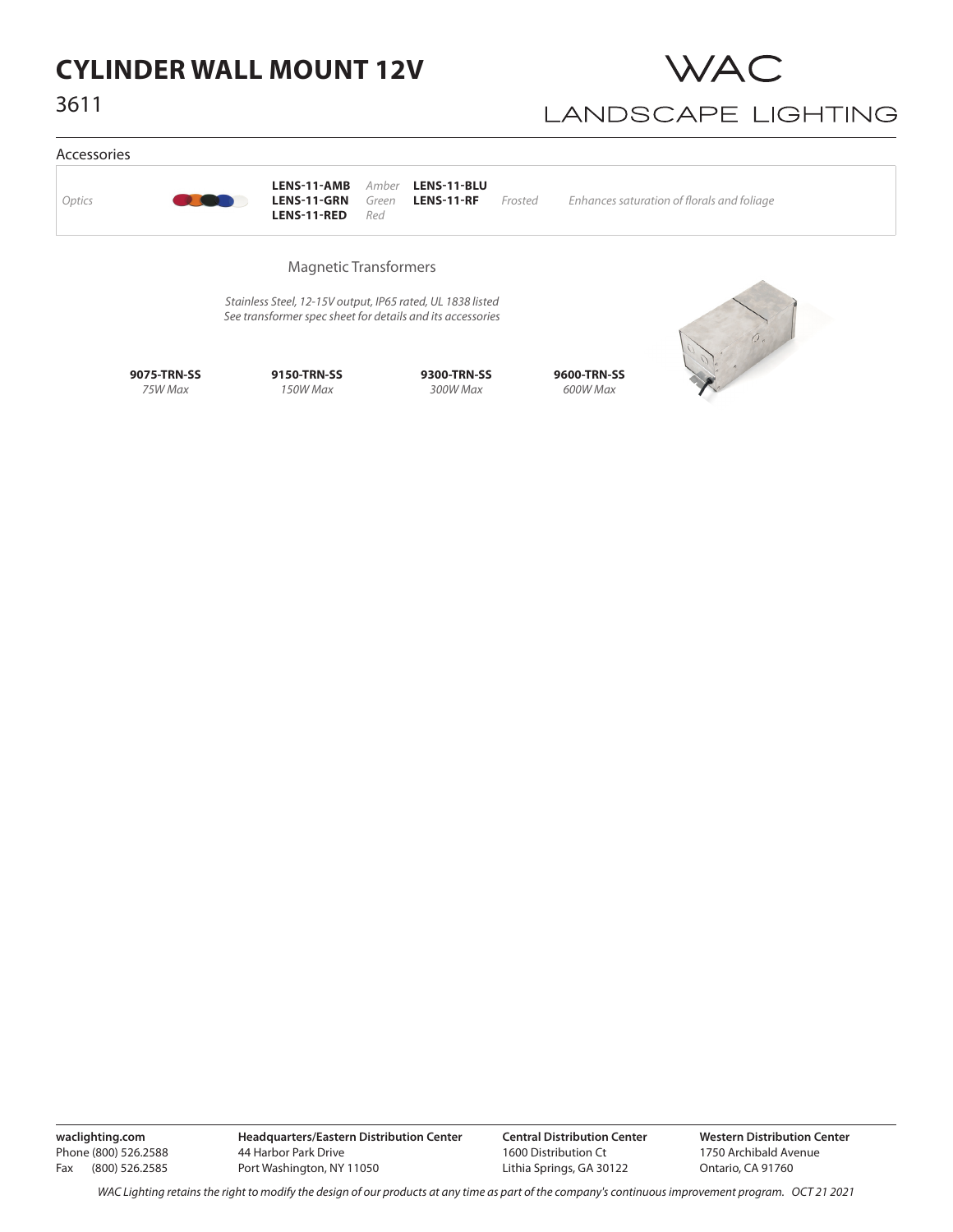## Accessories

| | | | | | |
|---|---|---|---|---|---|
| *Optics* | **LENS-11-AMB** *Amber* | **LENS-11-BLU** | | | |
| | **LENS-11-GRN** *Green* | **LENS-11-RF** | *Frosted* | *Enhances saturation of florals and foliage* | |
| | **LENS-11-RED** *Red* | | | | |

### Magnetic Transformers

*Stainless Steel, 12-15V output, IP65 rated, UL 1838 listed*
*See transformer spec sheet for details and its accessories*

| | | | |
|---|---|---|---|
| **9075-TRN-SS** | **9150-TRN-SS** | **9300-TRN-SS** | **9600-TRN-SS** |
| *75W Max* | *150W Max* | *300W Max* | *600W Max* |

**waclighting.com**
Phone (800) 526.2588
Fax (800) 526.2585

**Headquarters/Eastern Distribution Center**
44 Harbor Park Drive
Port Washington, NY 11050

**Central Distribution Center**
1600 Distribution Ct
Lithia Springs, GA 30122

**Western Distribution Center**
1750 Archibald Avenue
Ontario, CA 91760

*WAC Lighting retains the right to modify the design of our products at any time as part of the company's continuous improvement program. OCT 21 2021*